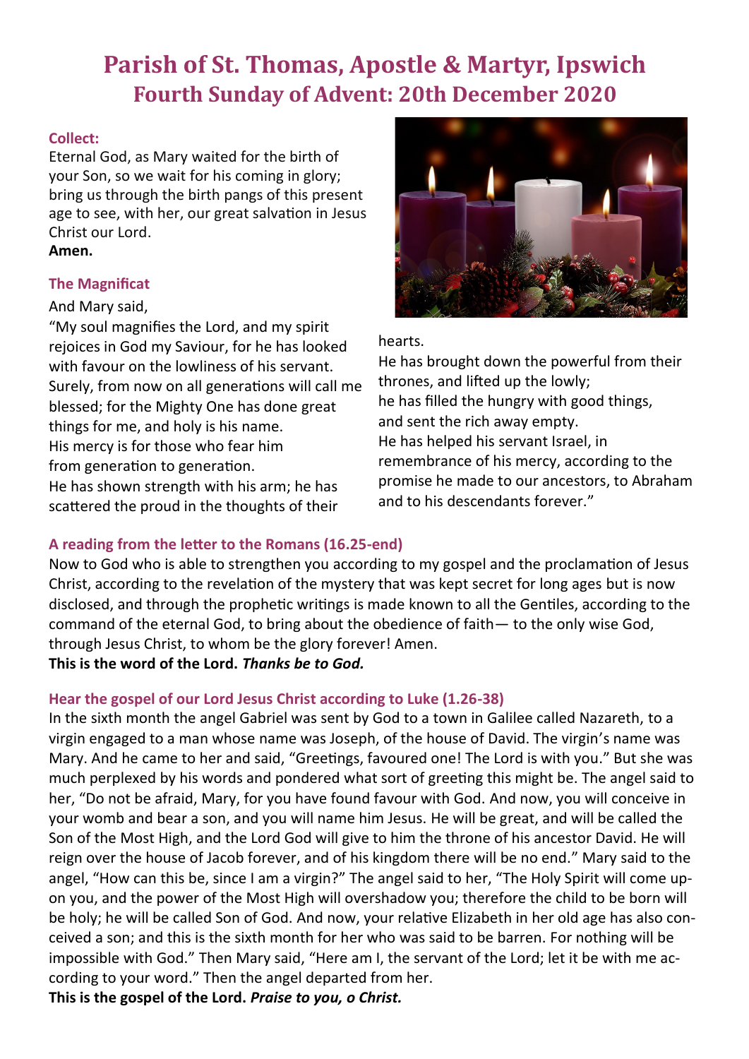# Parish of St. Thomas, Apostle & Martyr, Ipswich

## Fourth Sunday of Advent: 20th December 2020

### Collect:

Eternal God, as Mary waited for the birth of your Son, so we wait for his coming in glory; bring us through the birth pangs of this present age to see, with her, our great salvation in Jesus Christ our Lord.
**Amen.**

### The Magnificat

And Mary said,
"My soul magnifies the Lord, and my spirit rejoices in God my Saviour, for he has looked with favour on the lowliness of his servant. Surely, from now on all generations will call me blessed; for the Mighty One has done great things for me, and holy is his name.
His mercy is for those who fear him
from generation to generation.
He has shown strength with his arm; he has scattered the proud in the thoughts of their hearts.
He has brought down the powerful from their thrones, and lifted up the lowly;
he has filled the hungry with good things,
and sent the rich away empty.
He has helped his servant Israel, in remembrance of his mercy, according to the promise he made to our ancestors, to Abraham and to his descendants forever."

### A reading from the letter to the Romans (16.25-end)

Now to God who is able to strengthen you according to my gospel and the proclamation of Jesus Christ, according to the revelation of the mystery that was kept secret for long ages but is now disclosed, and through the prophetic writings is made known to all the Gentiles, according to the command of the eternal God, to bring about the obedience of faith— to the only wise God, through Jesus Christ, to whom be the glory forever! Amen.
**This is the word of the Lord.** ***Thanks be to God.***

### Hear the gospel of our Lord Jesus Christ according to Luke (1.26-38)

In the sixth month the angel Gabriel was sent by God to a town in Galilee called Nazareth, to a virgin engaged to a man whose name was Joseph, of the house of David. The virgin's name was Mary. And he came to her and said, "Greetings, favoured one! The Lord is with you." But she was much perplexed by his words and pondered what sort of greeting this might be. The angel said to her, "Do not be afraid, Mary, for you have found favour with God. And now, you will conceive in your womb and bear a son, and you will name him Jesus. He will be great, and will be called the Son of the Most High, and the Lord God will give to him the throne of his ancestor David. He will reign over the house of Jacob forever, and of his kingdom there will be no end." Mary said to the angel, "How can this be, since I am a virgin?" The angel said to her, "The Holy Spirit will come upon you, and the power of the Most High will overshadow you; therefore the child to be born will be holy; he will be called Son of God. And now, your relative Elizabeth in her old age has also conceived a son; and this is the sixth month for her who was said to be barren. For nothing will be impossible with God." Then Mary said, "Here am I, the servant of the Lord; let it be with me according to your word." Then the angel departed from her.
**This is the gospel of the Lord.** ***Praise to you, o Christ.***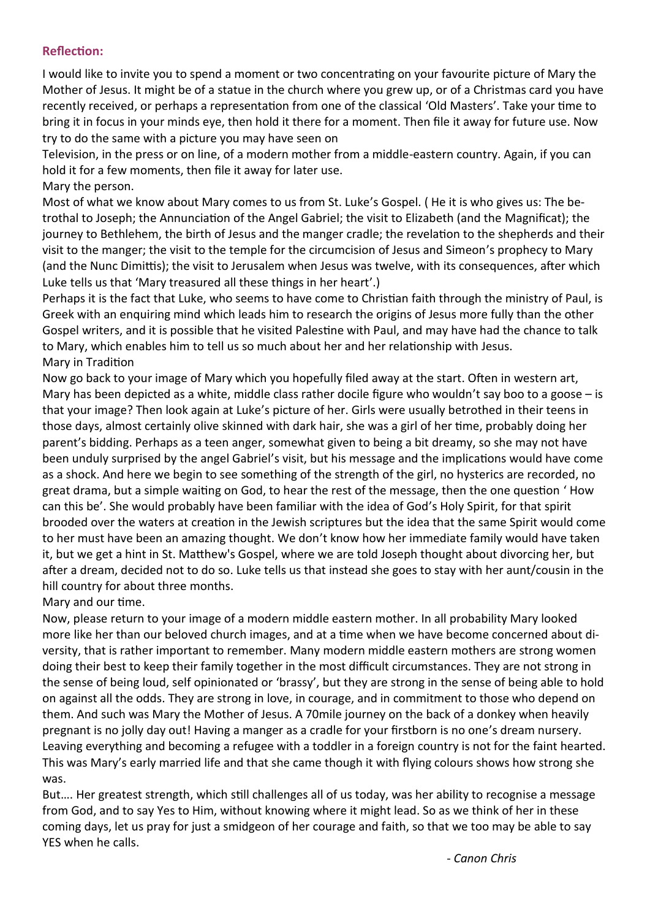## Reflection:

I would like to invite you to spend a moment or two concentrating on your favourite picture of Mary the Mother of Jesus. It might be of a statue in the church where you grew up, or of a Christmas card you have recently received, or perhaps a representation from one of the classical 'Old Masters'. Take your time to bring it in focus in your minds eye, then hold it there for a moment. Then file it away for future use. Now try to do the same with a picture you may have seen on Television, in the press or on line, of a modern mother from a middle-eastern country. Again, if you can hold it for a few moments, then file it away for later use.

Mary the person.

Most of what we know about Mary comes to us from St. Luke's Gospel. ( He it is who gives us: The betrothal to Joseph; the Annunciation of the Angel Gabriel; the visit to Elizabeth (and the Magnificat); the journey to Bethlehem, the birth of Jesus and the manger cradle; the revelation to the shepherds and their visit to the manger; the visit to the temple for the circumcision of Jesus and Simeon's prophecy to Mary (and the Nunc Dimittis); the visit to Jerusalem when Jesus was twelve, with its consequences, after which Luke tells us that 'Mary treasured all these things in her heart'.)

Perhaps it is the fact that Luke, who seems to have come to Christian faith through the ministry of Paul, is Greek with an enquiring mind which leads him to research the origins of Jesus more fully than the other Gospel writers, and it is possible that he visited Palestine with Paul, and may have had the chance to talk to Mary, which enables him to tell us so much about her and her relationship with Jesus.

Mary in Tradition

Now go back to your image of Mary which you hopefully filed away at the start. Often in western art, Mary has been depicted as a white, middle class rather docile figure who wouldn't say boo to a goose – is that your image? Then look again at Luke's picture of her. Girls were usually betrothed in their teens in those days, almost certainly olive skinned with dark hair, she was a girl of her time, probably doing her parent's bidding. Perhaps as a teen anger, somewhat given to being a bit dreamy, so she may not have been unduly surprised by the angel Gabriel's visit, but his message and the implications would have come as a shock. And here we begin to see something of the strength of the girl, no hysterics are recorded, no great drama, but a simple waiting on God, to hear the rest of the message, then the one question ' How can this be'. She would probably have been familiar with the idea of God's Holy Spirit, for that spirit brooded over the waters at creation in the Jewish scriptures but the idea that the same Spirit would come to her must have been an amazing thought. We don't know how her immediate family would have taken it, but we get a hint in St. Matthew's Gospel, where we are told Joseph thought about divorcing her, but after a dream, decided not to do so. Luke tells us that instead she goes to stay with her aunt/cousin in the hill country for about three months.

Mary and our time.

Now, please return to your image of a modern middle eastern mother. In all probability Mary looked more like her than our beloved church images, and at a time when we have become concerned about diversity, that is rather important to remember. Many modern middle eastern mothers are strong women doing their best to keep their family together in the most difficult circumstances. They are not strong in the sense of being loud, self opinionated or 'brassy', but they are strong in the sense of being able to hold on against all the odds. They are strong in love, in courage, and in commitment to those who depend on them. And such was Mary the Mother of Jesus. A 70mile journey on the back of a donkey when heavily pregnant is no jolly day out! Having a manger as a cradle for your firstborn is no one's dream nursery. Leaving everything and becoming a refugee with a toddler in a foreign country is not for the faint hearted. This was Mary's early married life and that she came though it with flying colours shows how strong she was.

But…. Her greatest strength, which still challenges all of us today, was her ability to recognise a message from God, and to say Yes to Him, without knowing where it might lead. So as we think of her in these coming days, let us pray for just a smidgeon of her courage and faith, so that we too may be able to say YES when he calls.

*- Canon Chris*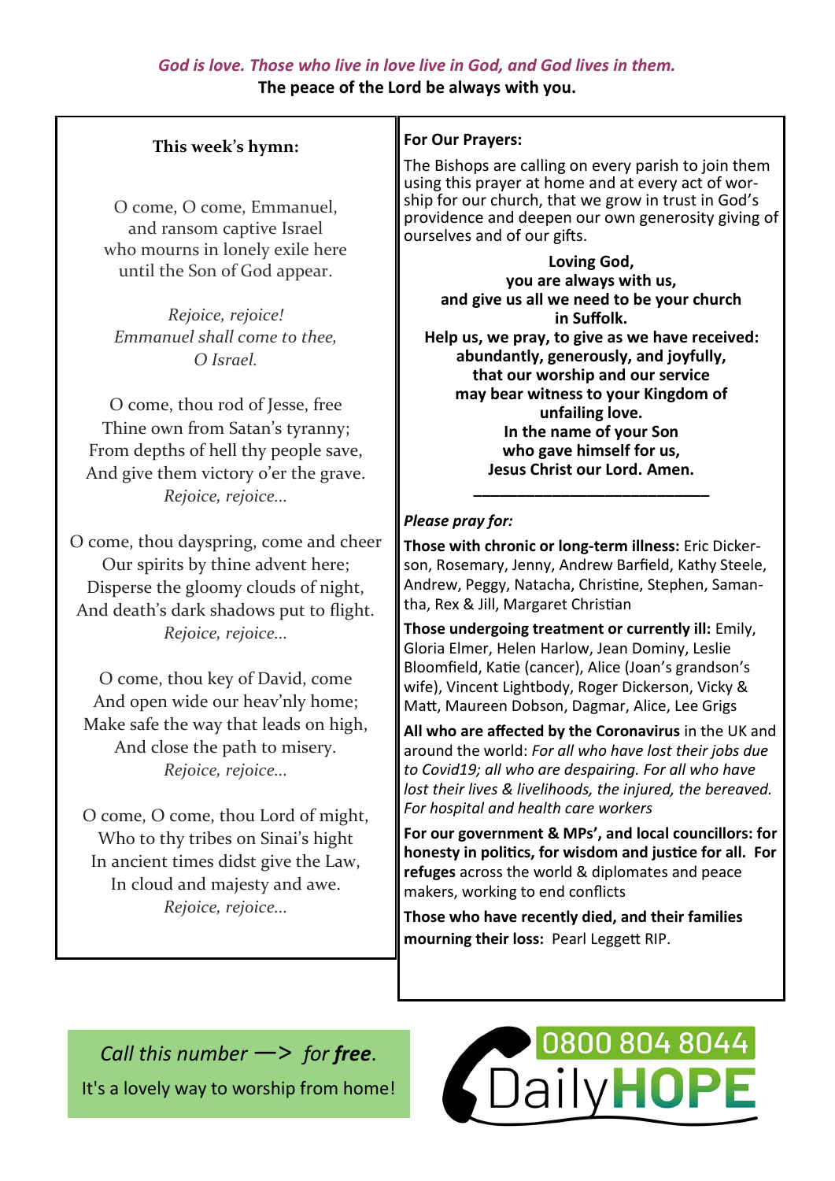*God is love. Those who live in love live in God, and God lives in them.*

**The peace of the Lord be always with you.**

**This week's hymn:**

O come, O come, Emmanuel,
and ransom captive Israel
who mourns in lonely exile here
until the Son of God appear.

*Rejoice, rejoice!*
*Emmanuel shall come to thee,*
*O Israel.*

O come, thou rod of Jesse, free
Thine own from Satan's tyranny;
From depths of hell thy people save,
And give them victory o'er the grave.
*Rejoice, rejoice…*

O come, thou dayspring, come and cheer
Our spirits by thine advent here;
Disperse the gloomy clouds of night,
And death's dark shadows put to flight.
*Rejoice, rejoice…*

O come, thou key of David, come
And open wide our heav'nly home;
Make safe the way that leads on high,
And close the path to misery.
*Rejoice, rejoice…*

O come, O come, thou Lord of might,
Who to thy tribes on Sinai's hight
In ancient times didst give the Law,
In cloud and majesty and awe.
*Rejoice, rejoice…*

**For Our Prayers:**

The Bishops are calling on every parish to join them using this prayer at home and at every act of worship for our church, that we grow in trust in God's providence and deepen our own generosity giving of ourselves and of our gifts.

**Loving God,**
**you are always with us,**
**and give us all we need to be your church in Suffolk.**
**Help us, we pray, to give as we have received:**
**abundantly, generously, and joyfully,**
**that our worship and our service**
**may bear witness to your Kingdom of unfailing love.**
**In the name of your Son**
**who gave himself for us,**
**Jesus Christ our Lord. Amen.**

---

***Please pray for:***

**Those with chronic or long-term illness:** Eric Dickerson, Rosemary, Jenny, Andrew Barfield, Kathy Steele, Andrew, Peggy, Natacha, Christine, Stephen, Samantha, Rex & Jill, Margaret Christian

**Those undergoing treatment or currently ill:** Emily, Gloria Elmer, Helen Harlow, Jean Dominy, Leslie Bloomfield, Katie (cancer), Alice (Joan's grandson's wife), Vincent Lightbody, Roger Dickerson, Vicky & Matt, Maureen Dobson, Dagmar, Alice, Lee Grigs

**All who are affected by the Coronavirus** in the UK and around the world: *For all who have lost their jobs due to Covid19; all who are despairing. For all who have lost their lives & livelihoods, the injured, the bereaved. For hospital and health care workers*

**For our government & MPs', and local councillors: for honesty in politics, for wisdom and justice for all. For refuges** across the world & diplomates and peace makers, working to end conflicts

**Those who have recently died, and their families mourning their loss:** Pearl Leggett RIP.

*Call this number —> for **free**.*
It's a lovely way to worship from home!

0800 804 8044
Daily**HOPE**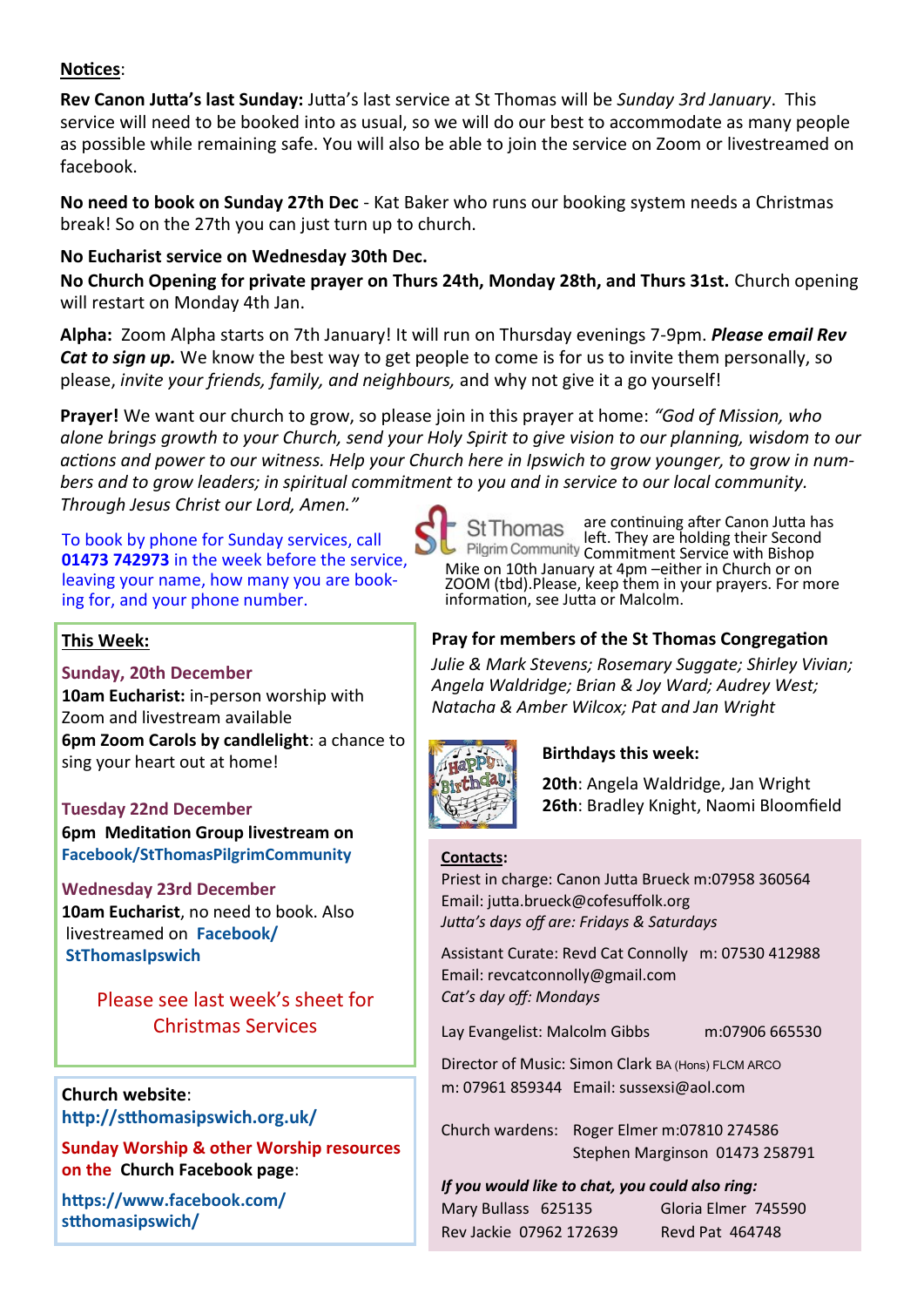**Notices**:

**Rev Canon Jutta's last Sunday:** Jutta's last service at St Thomas will be *Sunday 3rd January*. This service will need to be booked into as usual, so we will do our best to accommodate as many people as possible while remaining safe. You will also be able to join the service on Zoom or livestreamed on facebook.

**No need to book on Sunday 27th Dec** - Kat Baker who runs our booking system needs a Christmas break! So on the 27th you can just turn up to church.

**No Eucharist service on Wednesday 30th Dec.**

**No Church Opening for private prayer on Thurs 24th, Monday 28th, and Thurs 31st.** Church opening will restart on Monday 4th Jan.

**Alpha:** Zoom Alpha starts on 7th January! It will run on Thursday evenings 7-9pm. ***Please email Rev Cat to sign up.*** We know the best way to get people to come is for us to invite them personally, so please, *invite your friends, family, and neighbours,* and why not give it a go yourself!

**Prayer!** We want our church to grow, so please join in this prayer at home: *"God of Mission, who alone brings growth to your Church, send your Holy Spirit to give vision to our planning, wisdom to our actions and power to our witness. Help your Church here in Ipswich to grow younger, to grow in numbers and to grow leaders; in spiritual commitment to you and in service to our local community. Through Jesus Christ our Lord, Amen."*

To book by phone for Sunday services, call **01473 742973** in the week before the service, leaving your name, how many you are booking for, and your phone number.

St Thomas Pilgrim Community are continuing after Canon Jutta has left. They are holding their Second Commitment Service with Bishop Mike on 10th January at 4pm –either in Church or on ZOOM (tbd).Please, keep them in your prayers. For more information, see Jutta or Malcolm.

## This Week:

**Sunday, 20th December**
**10am Eucharist:** in-person worship with Zoom and livestream available
**6pm Zoom Carols by candlelight**: a chance to sing your heart out at home!

**Tuesday 22nd December**
**6pm Meditation Group livestream on Facebook/StThomasPilgrimCommunity**

**Wednesday 23rd December**
**10am Eucharist**, no need to book. Also livestreamed on **Facebook/StThomasIpswich**

Please see last week's sheet for Christmas Services

**Church website**:
**http://stthomasipswich.org.uk/**

**Sunday Worship & other Worship resources on the Church Facebook page**:

**https://www.facebook.com/stthomasipswich/**

**Pray for members of the St Thomas Congregation**

*Julie & Mark Stevens; Rosemary Suggate; Shirley Vivian; Angela Waldridge; Brian & Joy Ward; Audrey West; Natacha & Amber Wilcox; Pat and Jan Wright*

**Birthdays this week:**

**20th**: Angela Waldridge, Jan Wright
**26th**: Bradley Knight, Naomi Bloomfield

**Contacts:**

Priest in charge: Canon Jutta Brueck m:07958 360564
Email: jutta.brueck@cofesuffolk.org
*Jutta's days off are: Fridays & Saturdays*

Assistant Curate: Revd Cat Connolly m: 07530 412988
Email: revcatconnolly@gmail.com
*Cat's day off: Mondays*

Lay Evangelist: Malcolm Gibbs m:07906 665530

Director of Music: Simon Clark BA (Hons) FLCM ARCO
m: 07961 859344 Email: sussexsi@aol.com

Church wardens: Roger Elmer m:07810 274586
Stephen Marginson 01473 258791

***If you would like to chat, you could also ring:***

Mary Bullass 625135 — Gloria Elmer 745590
Rev Jackie 07962 172639 — Revd Pat 464748